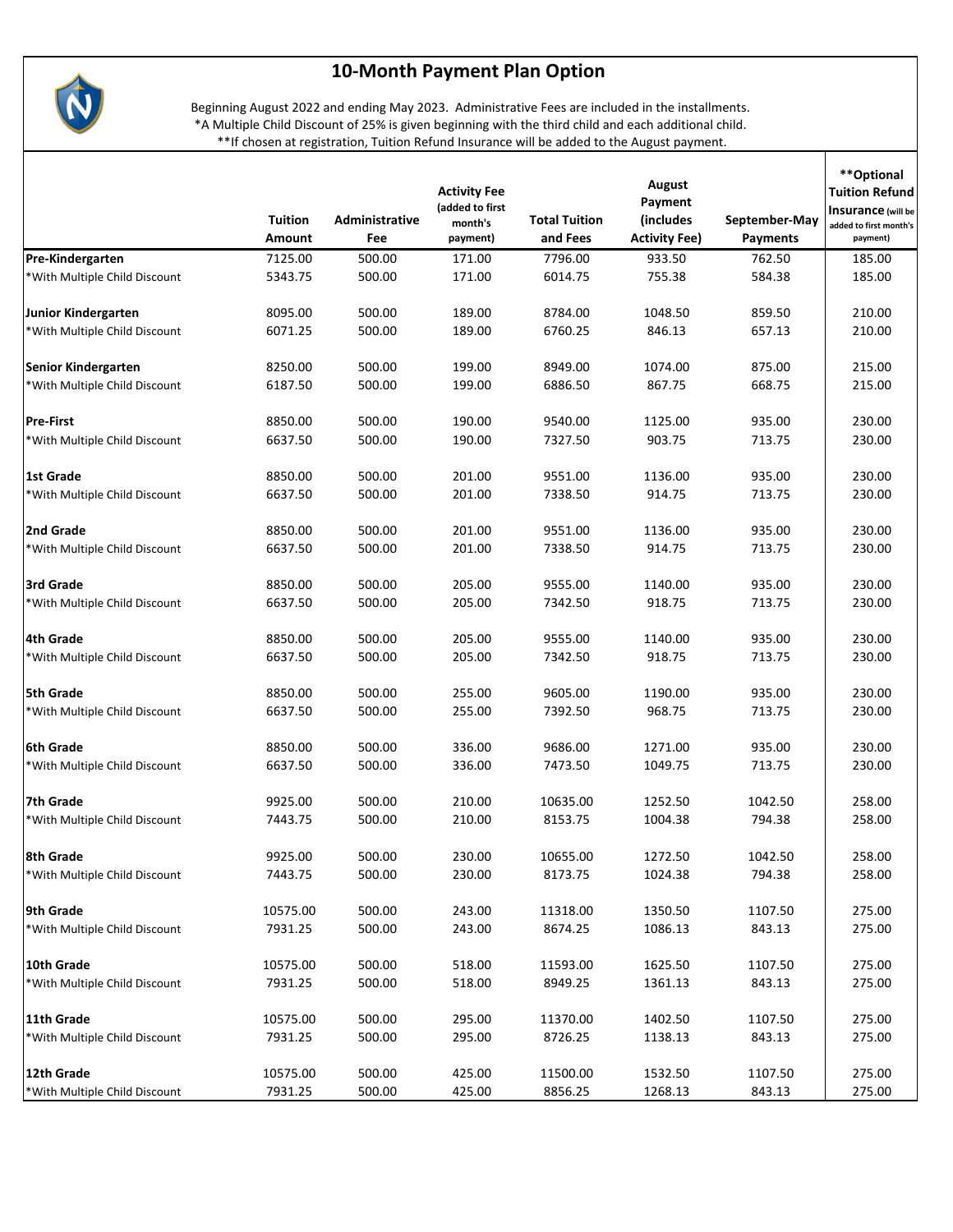# 10-Month Payment Plan Option

Beginning August 2022 and ending May 2023. Administrative Fees are included in the installments.
*A Multiple Child Discount of 25% is given beginning with the third child and each additional child.
**If chosen at registration, Tuition Refund Insurance will be added to the August payment.

| | Tuition Amount | Administrative Fee | Activity Fee (added to first month's payment) | Total Tuition and Fees | August Payment (includes Activity Fee) | September-May Payments | **Optional Tuition Refund Insurance (will be added to first month's payment) |
|---|---|---|---|---|---|---|---|
| **Pre-Kindergarten** | 7125.00 | 500.00 | 171.00 | 7796.00 | 933.50 | 762.50 | 185.00 |
| *With Multiple Child Discount | 5343.75 | 500.00 | 171.00 | 6014.75 | 755.38 | 584.38 | 185.00 |
| **Junior Kindergarten** | 8095.00 | 500.00 | 189.00 | 8784.00 | 1048.50 | 859.50 | 210.00 |
| *With Multiple Child Discount | 6071.25 | 500.00 | 189.00 | 6760.25 | 846.13 | 657.13 | 210.00 |
| **Senior Kindergarten** | 8250.00 | 500.00 | 199.00 | 8949.00 | 1074.00 | 875.00 | 215.00 |
| *With Multiple Child Discount | 6187.50 | 500.00 | 199.00 | 6886.50 | 867.75 | 668.75 | 215.00 |
| **Pre-First** | 8850.00 | 500.00 | 190.00 | 9540.00 | 1125.00 | 935.00 | 230.00 |
| *With Multiple Child Discount | 6637.50 | 500.00 | 190.00 | 7327.50 | 903.75 | 713.75 | 230.00 |
| **1st Grade** | 8850.00 | 500.00 | 201.00 | 9551.00 | 1136.00 | 935.00 | 230.00 |
| *With Multiple Child Discount | 6637.50 | 500.00 | 201.00 | 7338.50 | 914.75 | 713.75 | 230.00 |
| **2nd Grade** | 8850.00 | 500.00 | 201.00 | 9551.00 | 1136.00 | 935.00 | 230.00 |
| *With Multiple Child Discount | 6637.50 | 500.00 | 201.00 | 7338.50 | 914.75 | 713.75 | 230.00 |
| **3rd Grade** | 8850.00 | 500.00 | 205.00 | 9555.00 | 1140.00 | 935.00 | 230.00 |
| *With Multiple Child Discount | 6637.50 | 500.00 | 205.00 | 7342.50 | 918.75 | 713.75 | 230.00 |
| **4th Grade** | 8850.00 | 500.00 | 205.00 | 9555.00 | 1140.00 | 935.00 | 230.00 |
| *With Multiple Child Discount | 6637.50 | 500.00 | 205.00 | 7342.50 | 918.75 | 713.75 | 230.00 |
| **5th Grade** | 8850.00 | 500.00 | 255.00 | 9605.00 | 1190.00 | 935.00 | 230.00 |
| *With Multiple Child Discount | 6637.50 | 500.00 | 255.00 | 7392.50 | 968.75 | 713.75 | 230.00 |
| **6th Grade** | 8850.00 | 500.00 | 336.00 | 9686.00 | 1271.00 | 935.00 | 230.00 |
| *With Multiple Child Discount | 6637.50 | 500.00 | 336.00 | 7473.50 | 1049.75 | 713.75 | 230.00 |
| **7th Grade** | 9925.00 | 500.00 | 210.00 | 10635.00 | 1252.50 | 1042.50 | 258.00 |
| *With Multiple Child Discount | 7443.75 | 500.00 | 210.00 | 8153.75 | 1004.38 | 794.38 | 258.00 |
| **8th Grade** | 9925.00 | 500.00 | 230.00 | 10655.00 | 1272.50 | 1042.50 | 258.00 |
| *With Multiple Child Discount | 7443.75 | 500.00 | 230.00 | 8173.75 | 1024.38 | 794.38 | 258.00 |
| **9th Grade** | 10575.00 | 500.00 | 243.00 | 11318.00 | 1350.50 | 1107.50 | 275.00 |
| *With Multiple Child Discount | 7931.25 | 500.00 | 243.00 | 8674.25 | 1086.13 | 843.13 | 275.00 |
| **10th Grade** | 10575.00 | 500.00 | 518.00 | 11593.00 | 1625.50 | 1107.50 | 275.00 |
| *With Multiple Child Discount | 7931.25 | 500.00 | 518.00 | 8949.25 | 1361.13 | 843.13 | 275.00 |
| **11th Grade** | 10575.00 | 500.00 | 295.00 | 11370.00 | 1402.50 | 1107.50 | 275.00 |
| *With Multiple Child Discount | 7931.25 | 500.00 | 295.00 | 8726.25 | 1138.13 | 843.13 | 275.00 |
| **12th Grade** | 10575.00 | 500.00 | 425.00 | 11500.00 | 1532.50 | 1107.50 | 275.00 |
| *With Multiple Child Discount | 7931.25 | 500.00 | 425.00 | 8856.25 | 1268.13 | 843.13 | 275.00 |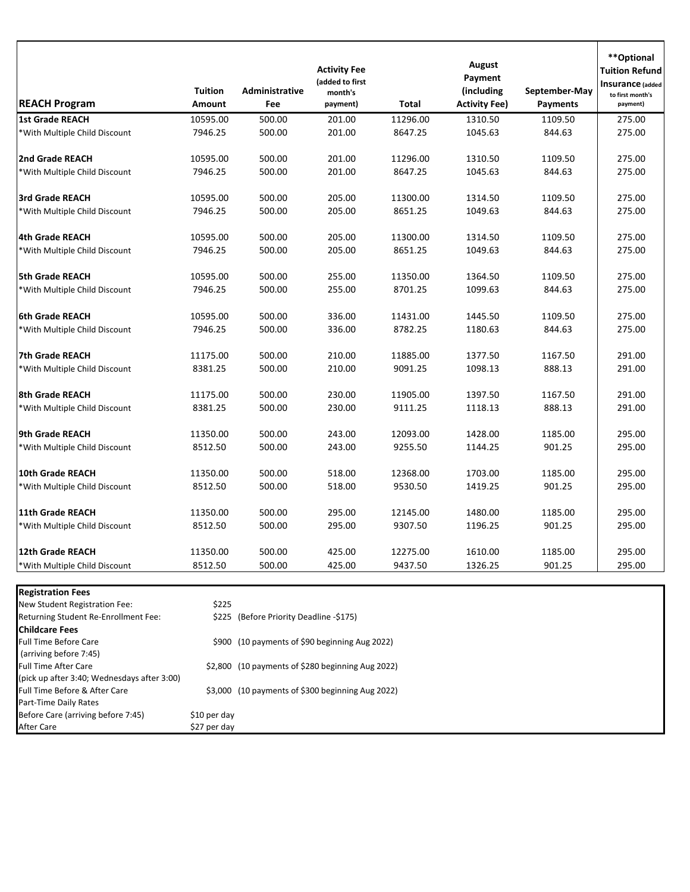| REACH Program | Tuition Amount | Administrative Fee | Activity Fee (added to first month's payment) | Total | August Payment (including Activity Fee) | September-May Payments | **Optional Tuition Refund Insurance (added to first month's payment) |
|---|---|---|---|---|---|---|---|
| **1st Grade REACH** | 10595.00 | 500.00 | 201.00 | 11296.00 | 1310.50 | 1109.50 | 275.00 |
| *With Multiple Child Discount | 7946.25 | 500.00 | 201.00 | 8647.25 | 1045.63 | 844.63 | 275.00 |
| **2nd Grade REACH** | 10595.00 | 500.00 | 201.00 | 11296.00 | 1310.50 | 1109.50 | 275.00 |
| *With Multiple Child Discount | 7946.25 | 500.00 | 201.00 | 8647.25 | 1045.63 | 844.63 | 275.00 |
| **3rd Grade REACH** | 10595.00 | 500.00 | 205.00 | 11300.00 | 1314.50 | 1109.50 | 275.00 |
| *With Multiple Child Discount | 7946.25 | 500.00 | 205.00 | 8651.25 | 1049.63 | 844.63 | 275.00 |
| **4th Grade REACH** | 10595.00 | 500.00 | 205.00 | 11300.00 | 1314.50 | 1109.50 | 275.00 |
| *With Multiple Child Discount | 7946.25 | 500.00 | 205.00 | 8651.25 | 1049.63 | 844.63 | 275.00 |
| **5th Grade REACH** | 10595.00 | 500.00 | 255.00 | 11350.00 | 1364.50 | 1109.50 | 275.00 |
| *With Multiple Child Discount | 7946.25 | 500.00 | 255.00 | 8701.25 | 1099.63 | 844.63 | 275.00 |
| **6th Grade REACH** | 10595.00 | 500.00 | 336.00 | 11431.00 | 1445.50 | 1109.50 | 275.00 |
| *With Multiple Child Discount | 7946.25 | 500.00 | 336.00 | 8782.25 | 1180.63 | 844.63 | 275.00 |
| **7th Grade REACH** | 11175.00 | 500.00 | 210.00 | 11885.00 | 1377.50 | 1167.50 | 291.00 |
| *With Multiple Child Discount | 8381.25 | 500.00 | 210.00 | 9091.25 | 1098.13 | 888.13 | 291.00 |
| **8th Grade REACH** | 11175.00 | 500.00 | 230.00 | 11905.00 | 1397.50 | 1167.50 | 291.00 |
| *With Multiple Child Discount | 8381.25 | 500.00 | 230.00 | 9111.25 | 1118.13 | 888.13 | 291.00 |
| **9th Grade REACH** | 11350.00 | 500.00 | 243.00 | 12093.00 | 1428.00 | 1185.00 | 295.00 |
| *With Multiple Child Discount | 8512.50 | 500.00 | 243.00 | 9255.50 | 1144.25 | 901.25 | 295.00 |
| **10th Grade REACH** | 11350.00 | 500.00 | 518.00 | 12368.00 | 1703.00 | 1185.00 | 295.00 |
| *With Multiple Child Discount | 8512.50 | 500.00 | 518.00 | 9530.50 | 1419.25 | 901.25 | 295.00 |
| **11th Grade REACH** | 11350.00 | 500.00 | 295.00 | 12145.00 | 1480.00 | 1185.00 | 295.00 |
| *With Multiple Child Discount | 8512.50 | 500.00 | 295.00 | 9307.50 | 1196.25 | 901.25 | 295.00 |
| **12th Grade REACH** | 11350.00 | 500.00 | 425.00 | 12275.00 | 1610.00 | 1185.00 | 295.00 |
| *With Multiple Child Discount | 8512.50 | 500.00 | 425.00 | 9437.50 | 1326.25 | 901.25 | 295.00 |

| **Registration Fees** | | |
|---|---|---|
| New Student Registration Fee: | $225 | |
| Returning Student Re-Enrollment Fee: | $225 | (Before Priority Deadline -$175) |
| **Childcare Fees** | | |
| Full Time Before Care (arriving before 7:45) | $900 | (10 payments of $90 beginning Aug 2022) |
| Full Time After Care (pick up after 3:40; Wednesdays after 3:00) | $2,800 | (10 payments of $280 beginning Aug 2022) |
| Full Time Before & After Care | $3,000 | (10 payments of $300 beginning Aug 2022) |
| Part-Time Daily Rates | | |
| Before Care (arriving before 7:45) | $10 per day | |
| After Care | $27 per day | |